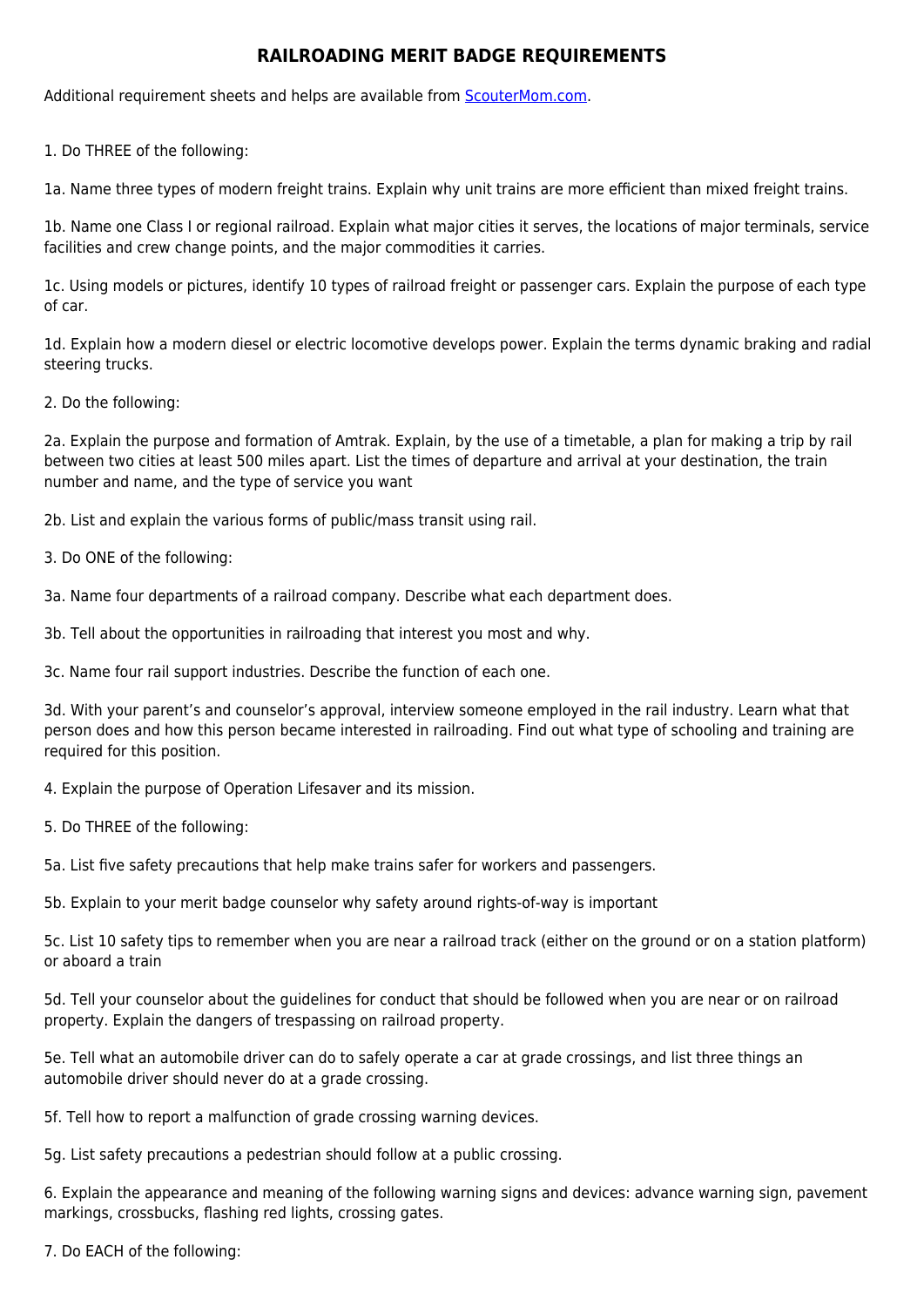# RAILROADING MERIT BADGE REQUIREMENTS

Additional requirement sheets and helps are available from [ScouterMom.com](ScouterMom.com).

1. Do THREE of the following:

1a. Name three types of modern freight trains. Explain why unit trains are more efficient than mixed freight trains.

1b. Name one Class I or regional railroad. Explain what major cities it serves, the locations of major terminals, service facilities and crew change points, and the major commodities it carries.

1c. Using models or pictures, identify 10 types of railroad freight or passenger cars. Explain the purpose of each type of car.

1d. Explain how a modern diesel or electric locomotive develops power. Explain the terms dynamic braking and radial steering trucks.

2. Do the following:

2a. Explain the purpose and formation of Amtrak. Explain, by the use of a timetable, a plan for making a trip by rail between two cities at least 500 miles apart. List the times of departure and arrival at your destination, the train number and name, and the type of service you want

2b. List and explain the various forms of public/mass transit using rail.

3. Do ONE of the following:

3a. Name four departments of a railroad company. Describe what each department does.

3b. Tell about the opportunities in railroading that interest you most and why.

3c. Name four rail support industries. Describe the function of each one.

3d. With your parent's and counselor's approval, interview someone employed in the rail industry. Learn what that person does and how this person became interested in railroading. Find out what type of schooling and training are required for this position.

4. Explain the purpose of Operation Lifesaver and its mission.

5. Do THREE of the following:

5a. List five safety precautions that help make trains safer for workers and passengers.

5b. Explain to your merit badge counselor why safety around rights-of-way is important

5c. List 10 safety tips to remember when you are near a railroad track (either on the ground or on a station platform) or aboard a train

5d. Tell your counselor about the guidelines for conduct that should be followed when you are near or on railroad property. Explain the dangers of trespassing on railroad property.

5e. Tell what an automobile driver can do to safely operate a car at grade crossings, and list three things an automobile driver should never do at a grade crossing.

5f. Tell how to report a malfunction of grade crossing warning devices.

5g. List safety precautions a pedestrian should follow at a public crossing.

6. Explain the appearance and meaning of the following warning signs and devices: advance warning sign, pavement markings, crossbucks, flashing red lights, crossing gates.

7. Do EACH of the following: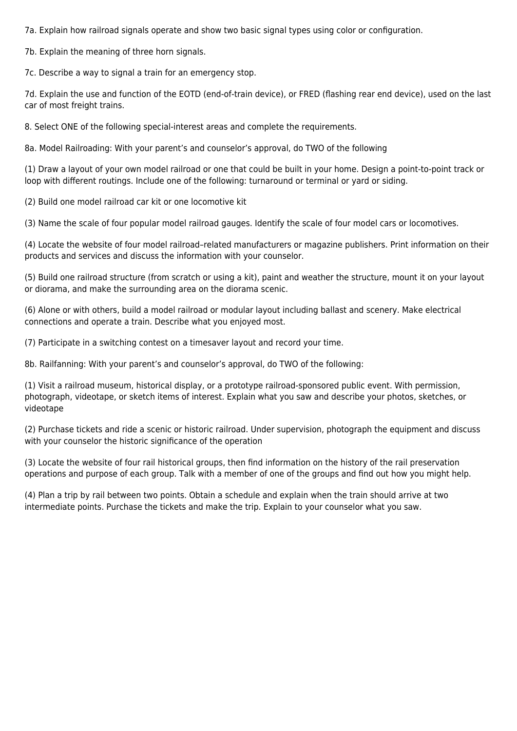7a. Explain how railroad signals operate and show two basic signal types using color or configuration.

7b. Explain the meaning of three horn signals.

7c. Describe a way to signal a train for an emergency stop.

7d. Explain the use and function of the EOTD (end-of-train device), or FRED (flashing rear end device), used on the last car of most freight trains.

8. Select ONE of the following special-interest areas and complete the requirements.

8a. Model Railroading: With your parent's and counselor's approval, do TWO of the following

(1) Draw a layout of your own model railroad or one that could be built in your home. Design a point-to-point track or loop with different routings. Include one of the following: turnaround or terminal or yard or siding.

(2) Build one model railroad car kit or one locomotive kit

(3) Name the scale of four popular model railroad gauges. Identify the scale of four model cars or locomotives.

(4) Locate the website of four model railroad–related manufacturers or magazine publishers. Print information on their products and services and discuss the information with your counselor.

(5) Build one railroad structure (from scratch or using a kit), paint and weather the structure, mount it on your layout or diorama, and make the surrounding area on the diorama scenic.

(6) Alone or with others, build a model railroad or modular layout including ballast and scenery. Make electrical connections and operate a train. Describe what you enjoyed most.

(7) Participate in a switching contest on a timesaver layout and record your time.

8b. Railfanning: With your parent's and counselor's approval, do TWO of the following:

(1) Visit a railroad museum, historical display, or a prototype railroad-sponsored public event. With permission, photograph, videotape, or sketch items of interest. Explain what you saw and describe your photos, sketches, or videotape

(2) Purchase tickets and ride a scenic or historic railroad. Under supervision, photograph the equipment and discuss with your counselor the historic significance of the operation

(3) Locate the website of four rail historical groups, then find information on the history of the rail preservation operations and purpose of each group. Talk with a member of one of the groups and find out how you might help.

(4) Plan a trip by rail between two points. Obtain a schedule and explain when the train should arrive at two intermediate points. Purchase the tickets and make the trip. Explain to your counselor what you saw.